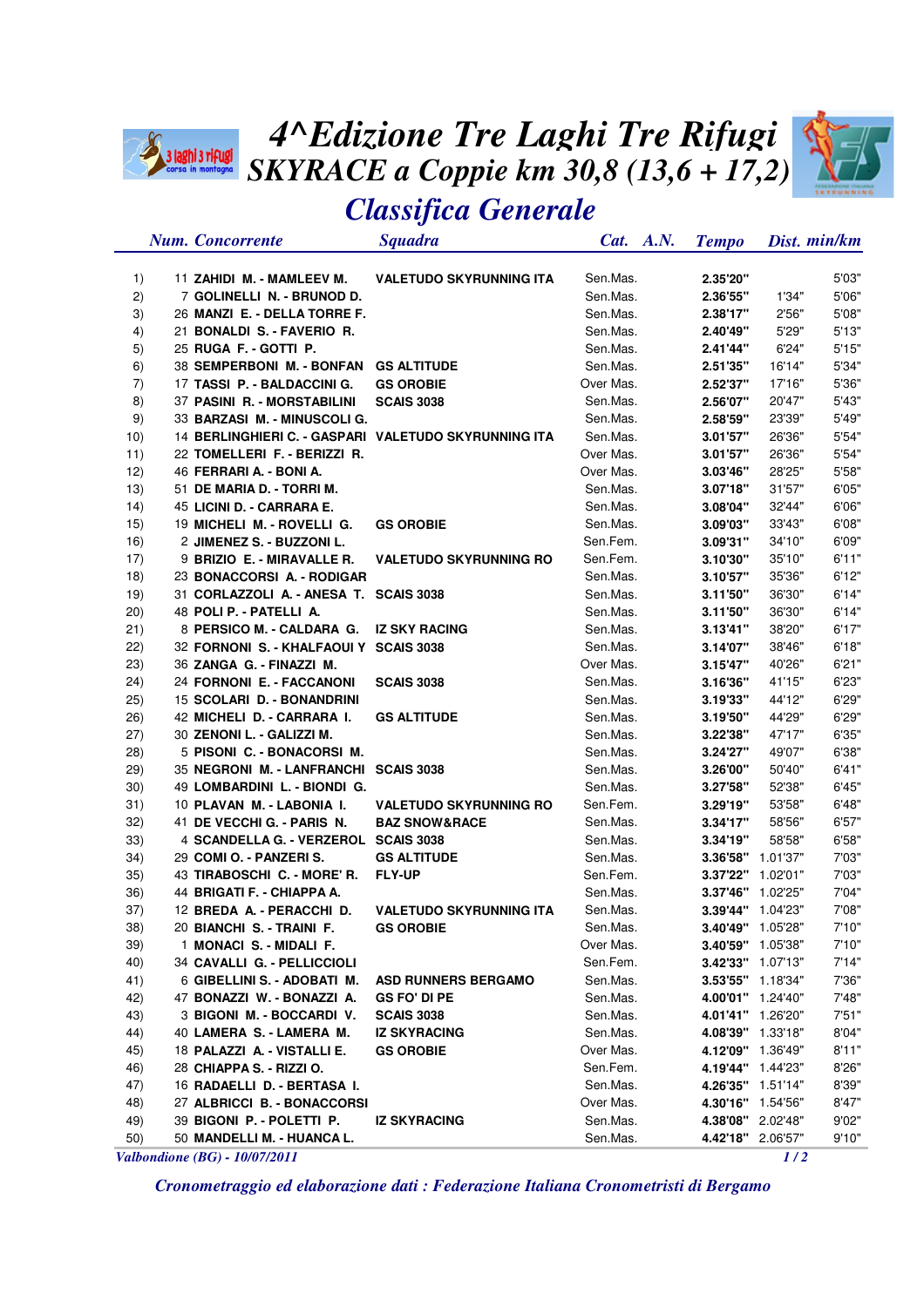# 4^Edizione Tre Laghi Tre Rifugi

## SKYRACE a Coppie km 30,8 (13,6 + 17,2)

## Classifica Generale

| | Num. | Concorrente | Squadra | Cat. | A.N. | Tempo | Dist. | min/km |
|---|---|---|---|---|---|---|---|---|
| 1) | 11 | ZAHIDI M. - MAMLEEV M. | VALETUDO SKYRUNNING ITA | Sen.Mas. | | 2.35'20" | | 5'03" |
| 2) | 7 | GOLINELLI N. - BRUNOD D. | | Sen.Mas. | | 2.36'55" | 1'34" | 5'06" |
| 3) | 26 | MANZI E. - DELLA TORRE F. | | Sen.Mas. | | 2.38'17" | 2'56" | 5'08" |
| 4) | 21 | BONALDI S. - FAVERIO R. | | Sen.Mas. | | 2.40'49" | 5'29" | 5'13" |
| 5) | 25 | RUGA F. - GOTTI P. | | Sen.Mas. | | 2.41'44" | 6'24" | 5'15" |
| 6) | 38 | SEMPERBONI M. - BONFAN | GS ALTITUDE | Sen.Mas. | | 2.51'35" | 16'14" | 5'34" |
| 7) | 17 | TASSI P. - BALDACCINI G. | GS OROBIE | Over Mas. | | 2.52'37" | 17'16" | 5'36" |
| 8) | 37 | PASINI R. - MORSTABILINI | SCAIS 3038 | Sen.Mas. | | 2.56'07" | 20'47" | 5'43" |
| 9) | 33 | BARZASI M. - MINUSCOLI G. | | Sen.Mas. | | 2.58'59" | 23'39" | 5'49" |
| 10) | 14 | BERLINGHIERI C. - GASPARI | VALETUDO SKYRUNNING ITA | Sen.Mas. | | 3.01'57" | 26'36" | 5'54" |
| 11) | 22 | TOMELLERI F. - BERIZZI R. | | Over Mas. | | 3.01'57" | 26'36" | 5'54" |
| 12) | 46 | FERRARI A. - BONI A. | | Over Mas. | | 3.03'46" | 28'25" | 5'58" |
| 13) | 51 | DE MARIA D. - TORRI M. | | Sen.Mas. | | 3.07'18" | 31'57" | 6'05" |
| 14) | 45 | LICINI D. - CARRARA E. | | Sen.Mas. | | 3.08'04" | 32'44" | 6'06" |
| 15) | 19 | MICHELI M. - ROVELLI G. | GS OROBIE | Sen.Mas. | | 3.09'03" | 33'43" | 6'08" |
| 16) | 2 | JIMENEZ S. - BUZZONI L. | | Sen.Fem. | | 3.09'31" | 34'10" | 6'09" |
| 17) | 9 | BRIZIO E. - MIRAVALLE R. | VALETUDO SKYRUNNING RO | Sen.Fem. | | 3.10'30" | 35'10" | 6'11" |
| 18) | 23 | BONACCORSI A. - RODIGAR | | Sen.Mas. | | 3.10'57" | 35'36" | 6'12" |
| 19) | 31 | CORLAZZOLI A. - ANESA T. | SCAIS 3038 | Sen.Mas. | | 3.11'50" | 36'30" | 6'14" |
| 20) | 48 | POLI P. - PATELLI A. | | Sen.Mas. | | 3.11'50" | 36'30" | 6'14" |
| 21) | 8 | PERSICO M. - CALDARA G. | IZ SKY RACING | Sen.Mas. | | 3.13'41" | 38'20" | 6'17" |
| 22) | 32 | FORNONI S. - KHALFAOUI Y | SCAIS 3038 | Sen.Mas. | | 3.14'07" | 38'46" | 6'18" |
| 23) | 36 | ZANGA G. - FINAZZI M. | | Over Mas. | | 3.15'47" | 40'26" | 6'21" |
| 24) | 24 | FORNONI E. - FACCANONI | SCAIS 3038 | Sen.Mas. | | 3.16'36" | 41'15" | 6'23" |
| 25) | 15 | SCOLARI D. - BONANDRINI | | Sen.Mas. | | 3.19'33" | 44'12" | 6'29" |
| 26) | 42 | MICHELI D. - CARRARA I. | GS ALTITUDE | Sen.Mas. | | 3.19'50" | 44'29" | 6'29" |
| 27) | 30 | ZENONI L. - GALIZZI M. | | Sen.Mas. | | 3.22'38" | 47'17" | 6'35" |
| 28) | 5 | PISONI C. - BONACORSI M. | | Sen.Mas. | | 3.24'27" | 49'07" | 6'38" |
| 29) | 35 | NEGRONI M. - LANFRANCHI | SCAIS 3038 | Sen.Mas. | | 3.26'00" | 50'40" | 6'41" |
| 30) | 49 | LOMBARDINI L. - BIONDI G. | | Sen.Mas. | | 3.27'58" | 52'38" | 6'45" |
| 31) | 10 | PLAVAN M. - LABONIA I. | VALETUDO SKYRUNNING RO | Sen.Fem. | | 3.29'19" | 53'58" | 6'48" |
| 32) | 41 | DE VECCHI G. - PARIS N. | BAZ SNOW&RACE | Sen.Mas. | | 3.34'17" | 58'56" | 6'57" |
| 33) | 4 | SCANDELLA G. - VERZEROL | SCAIS 3038 | Sen.Mas. | | 3.34'19" | 58'58" | 6'58" |
| 34) | 29 | COMI O. - PANZERI S. | GS ALTITUDE | Sen.Mas. | | 3.36'58" | 1.01'37" | 7'03" |
| 35) | 43 | TIRABOSCHI C. - MORE' R. | FLY-UP | Sen.Fem. | | 3.37'22" | 1.02'01" | 7'03" |
| 36) | 44 | BRIGATI F. - CHIAPPA A. | | Sen.Mas. | | 3.37'46" | 1.02'25" | 7'04" |
| 37) | 12 | BREDA A. - PERACCHI D. | VALETUDO SKYRUNNING ITA | Sen.Mas. | | 3.39'44" | 1.04'23" | 7'08" |
| 38) | 20 | BIANCHI S. - TRAINI F. | GS OROBIE | Sen.Mas. | | 3.40'49" | 1.05'28" | 7'10" |
| 39) | 1 | MONACI S. - MIDALI F. | | Over Mas. | | 3.40'59" | 1.05'38" | 7'10" |
| 40) | 34 | CAVALLI G. - PELLICCIOLI | | Sen.Fem. | | 3.42'33" | 1.07'13" | 7'14" |
| 41) | 6 | GIBELLINI S. - ADOBATI M. | ASD RUNNERS BERGAMO | Sen.Mas. | | 3.53'55" | 1.18'34" | 7'36" |
| 42) | 47 | BONAZZI W. - BONAZZI A. | GS FO' DI PE | Sen.Mas. | | 4.00'01" | 1.24'40" | 7'48" |
| 43) | 3 | BIGONI M. - BOCCARDI V. | SCAIS 3038 | Sen.Mas. | | 4.01'41" | 1.26'20" | 7'51" |
| 44) | 40 | LAMERA S. - LAMERA M. | IZ SKYRACING | Sen.Mas. | | 4.08'39" | 1.33'18" | 8'04" |
| 45) | 18 | PALAZZI A. - VISTALLI E. | GS OROBIE | Over Mas. | | 4.12'09" | 1.36'49" | 8'11" |
| 46) | 28 | CHIAPPA S. - RIZZI O. | | Sen.Fem. | | 4.19'44" | 1.44'23" | 8'26" |
| 47) | 16 | RADAELLI D. - BERTASA I. | | Sen.Mas. | | 4.26'35" | 1.51'14" | 8'39" |
| 48) | 27 | ALBRICCI B. - BONACCORSI | | Over Mas. | | 4.30'16" | 1.54'56" | 8'47" |
| 49) | 39 | BIGONI P. - POLETTI P. | IZ SKYRACING | Sen.Mas. | | 4.38'08" | 2.02'48" | 9'02" |
| 50) | 50 | MANDELLI M. - HUANCA L. | | Sen.Mas. | | 4.42'18" | 2.06'57" | 9'10" |

*Valbondione (BG) - 10/07/2011*

*Cronometraggio ed elaborazione dati : Federazione Italiana Cronometristi di Bergamo*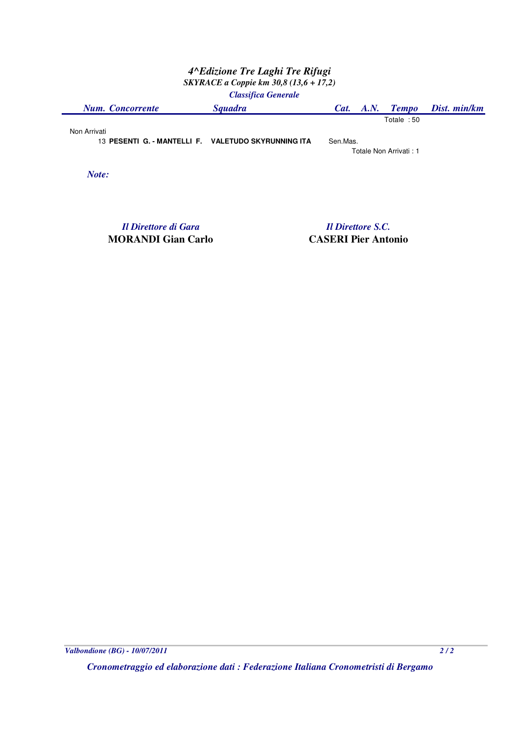# *4^Edizione Tre Laghi Tre Rifugi*

***SKYRACE a Coppie km 30,8 (13,6 + 17,2)***

***Classifica Generale***

| *Num.* | *Concorrente* | *Squadra* | *Cat.* | *A.N.* | *Tempo* | *Dist. min/km* |
|---|---|---|---|---|---|---|
| | | | | | Totale : 50 | |
| Non Arrivati | | | | | | |
| 13 | **PESENTI G. - MANTELLI F.** | **VALETUDO SKYRUNNING ITA** | Sen.Mas. | | | |
| | | | | | Totale Non Arrivati : 1 | |

***Note:***

*Il Direttore di Gara*
**MORANDI Gian Carlo**

*Il Direttore S.C.*
**CASERI Pier Antonio**

*Valbondione (BG) - 10/07/2011*

*Cronometraggio ed elaborazione dati : Federazione Italiana Cronometristi di Bergamo*